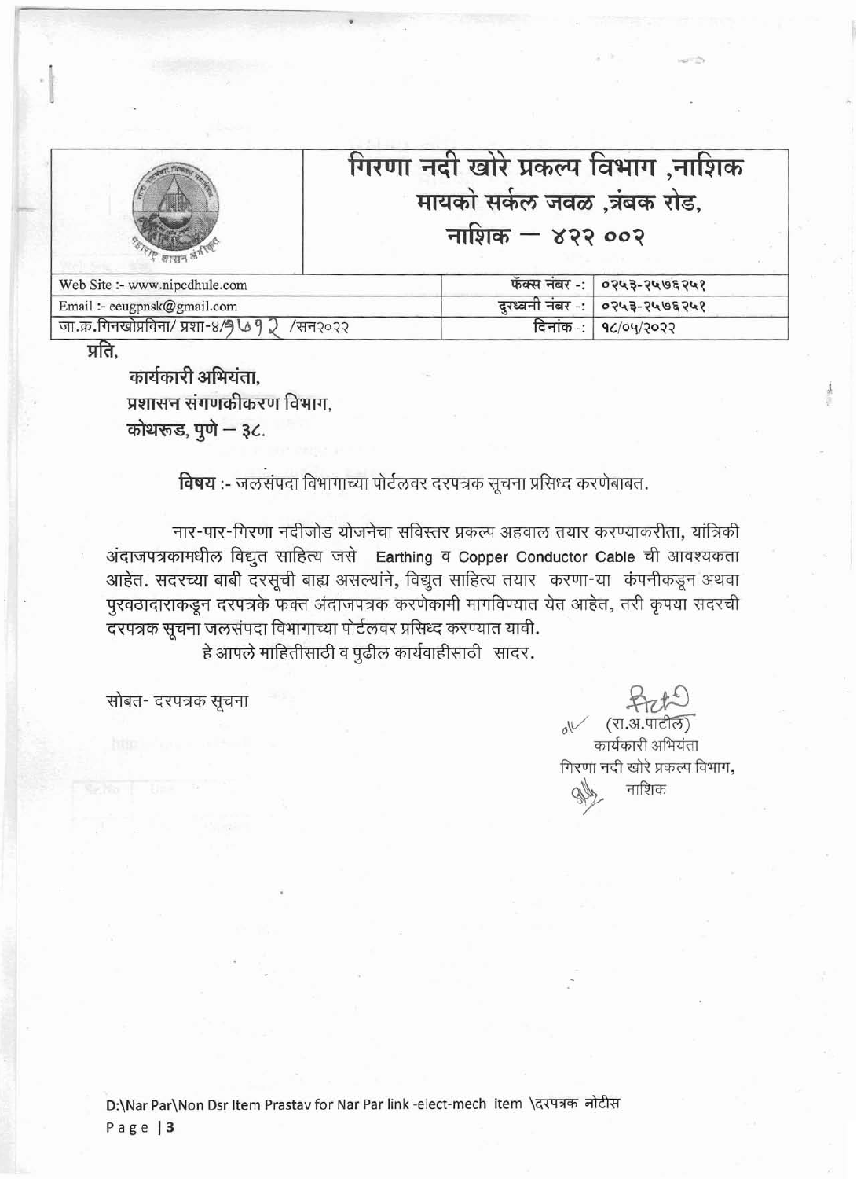# गिरणा नदी खोरे प्रकल्प विभाग ,नाशिक

## मायको सर्कल जवळ ,त्रंबक रोड,

## नाशिक – ४२२ ००२

| | |
|---|---|
| Web Site :- www.nipcdhule.com | फॅक्स नंबर -: ०२५३-२५७६२५१ |
| Email :- eeugpnsk@gmail.com | दुरध्वनी नंबर -: ०२५३-२५७६२५१ |
| जा.क्र.गिनखोप्रविना/ प्रशा-४/१५७१२ /सन२०२२ | दिनांक -: १८/०५/२०२२ |

प्रति,

**कार्यकारी अभियंता,**
**प्रशासन संगणकीकरण विभाग,**
**कोथरूड, पुणे – ३८.**

**विषय** :- जलसंपदा विभागाच्या पोर्टलवर दरपत्रक सूचना प्रसिध्द करणेबाबत.

नार-पार-गिरणा नदीजोड योजनेचा सविस्तर प्रकल्प अहवाल तयार करण्याकरीता, यांत्रिकी अंदाजपत्रकामधील विद्युत साहित्य जसे Earthing व Copper Conductor Cable ची आवश्यकता आहेत. सदरच्या बाबी दरसूची बाह्य असल्यांने, विद्युत साहित्य तयार करणा-या कंपनीकडून अथवा पुरवठादाराकडून दरपत्रके फक्त अंदाजपत्रक करणेकामी मागविण्यात येत आहेत, तरी कृपया सदरची दरपत्रक सूचना जलसंपदा विभागाच्या पोर्टलवर प्रसिध्द करण्यात यावी.

हे आपले माहितीसाठी व पुढील कार्यवाहीसाठी सादर.

सोबत- दरपत्रक सूचना

(रा.अ.पाटील)
कार्यकारी अभियंता
गिरणा नदी खोरे प्रकल्प विभाग,
नाशिक

D:\Nar Par\Non Dsr Item Prastav for Nar Par link -elect-mech item \दरपत्रक नोटीस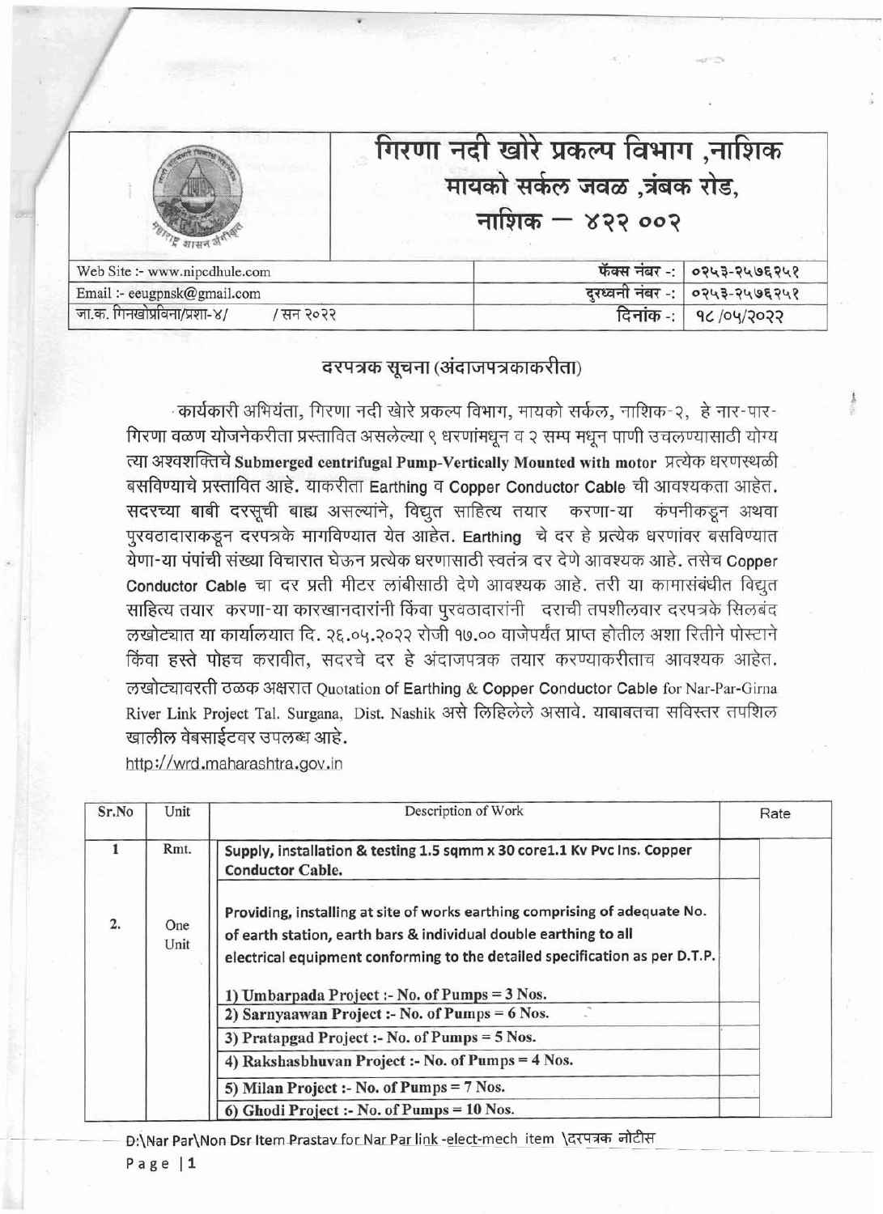# गिरणा नदी खोरे प्रकल्प विभाग ,नाशिक

## मायको सर्कल जवळ ,त्रंबक रोड, नाशिक – ४२२ ००२

| | |
|---|---|
| Web Site :- www.nipcdhule.com | फॅक्स नंबर -: ०२५३-२५७६२५१ |
| Email :- eeugpnsk@gmail.com | दुरध्वनी नंबर -: ०२५३-२५७६२५१ |
| जा.क. गिनखोप्रविना/प्रशा-४/ / सन २०२२ | दिनांक -: १८/०५/२०२२ |

## दरपत्रक सूचना (अंदाजपत्रकाकरीता)

कार्यकारी अभियंता, गिरणा नदी खोरे प्रकल्प विभाग, मायको सर्कल, नाशिक-२, हे नार-पार-गिरणा वळण योजनेकरीता प्रस्तावित असलेल्या ९ धरणांमधून व २ सम्प मधून पाणी उचलण्यासाठी योग्य त्या अश्वशक्तिचे **Submerged centrifugal Pump-Vertically Mounted with motor** प्रत्येक धरणस्थळी बसविण्याचे प्रस्तावित आहे. याकरीता **Earthing** व **Copper Conductor Cable** ची आवश्यकता आहेत. सदरच्या बाबी दरसूची बाह्य असल्यांने, विद्युत साहित्य तयार करणा-या कंपनीकडून अथवा पुरवठादाराकडून दरपत्रके मागविण्यात येत आहेत. **Earthing** चे दर हे प्रत्येक धरणांवर बसविण्यात येणा-या पंपांची संख्या विचारात घेऊन प्रत्येक धरणासाठी स्वतंत्र दर देणे आवश्यक आहे. तसेच **Copper Conductor Cable** चा दर प्रती मीटर लांबीसाठी देणे आवश्यक आहे. तरी या कामासंबंधीत विद्युत साहित्य तयार करणा-या कारखानदारांनी किंवा पुरवठादारांनी दराची तपशीलवार दरपत्रके सिलबंद लखोट्यात या कार्यालयात दि. २६.०५.२०२२ रोजी १७.०० वाजेपर्यंत प्राप्त होतील अशा रितीने पोस्टाने किंवा हस्ते पोहच करावीत, सदरचे दर हे अंदाजपत्रक तयार करण्याकरीताच आवश्यक आहेत. लखोट्यावरती ठळक अक्षरात Quotation of Earthing & Copper Conductor Cable for Nar-Par-Girna River Link Project Tal. Surgana, Dist. Nashik असे लिहिलेले असावे. याबाबतचा सविस्तर तपशिल खालील वेबसाईटवर उपलब्ध आहे.

http://wrd.maharashtra.gov.in

| Sr.No | Unit | Description of Work | Rate |
|---|---|---|---|
| 1 | Rmt. | **Supply, installation & testing 1.5 sqmm x 30 core1.1 Kv Pvc Ins. Copper Conductor Cable.** | |
| 2. | One Unit | **Providing, installing at site of works earthing comprising of adequate No. of earth station, earth bars & individual double earthing to all electrical equipment conforming to the detailed specification as per D.T.P.** | |
| | | **1) Umbarpada Project :- No. of Pumps = 3 Nos.** | |
| | | **2) Sarnyaawan Project :- No. of Pumps = 6 Nos.** | |
| | | **3) Pratapgad Project :- No. of Pumps = 5 Nos.** | |
| | | **4) Rakshasbhuvan Project :- No. of Pumps = 4 Nos.** | |
| | | **5) Milan Project :- No. of Pumps = 7 Nos.** | |
| | | **6) Ghodi Project :- No. of Pumps = 10 Nos.** | |

D:\Nar Par\Non Dsr Item Prastav for Nar Par link -elect-mech item \दरपत्रक नोटीस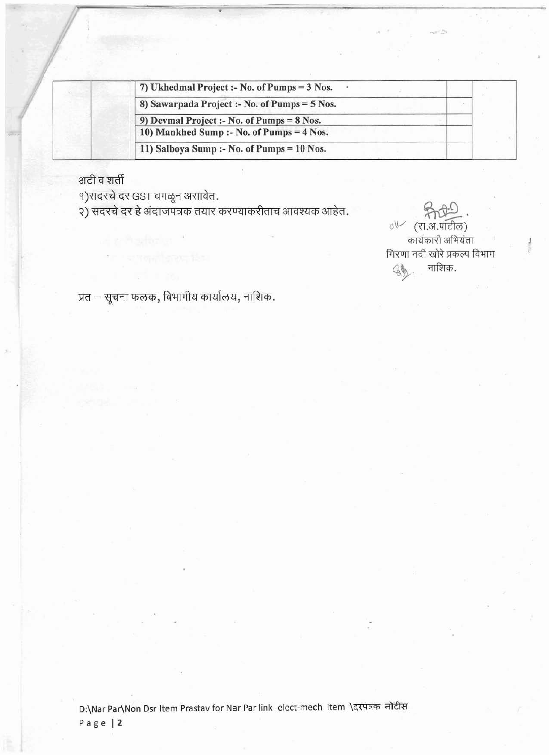| | | | | |
|---|---|---|---|---|
| | | **7) Ukhedmal Project :- No. of Pumps = 3 Nos.** | | |
| | | **8) Sawarpada Project :- No. of Pumps = 5 Nos.** | | |
| | | **9) Devmal Project :- No. of Pumps = 8 Nos.** | | |
| | | **10) Mankhed Sump :- No. of Pumps = 4 Nos.** | | |
| | | **11) Salboya Sump :- No. of Pumps = 10 Nos.** | | |

अटी व शर्ती

१)सदरचे दर GST वगळून असावेत.

२) सदरचे दर हे अंदाजपत्रक तयार करण्याकरीताच आवश्यक आहेत.

(रा.अ.पाटील)
कार्यकारी अभियंता
गिरणा नदी खोरे प्रकल्प विभाग
नाशिक.

प्रत – सूचना फलक, विभागीय कार्यालय, नाशिक.

D:\Nar Par\Non Dsr Item Prastav for Nar Par link -elect-mech item \दरपत्रक नोटीस